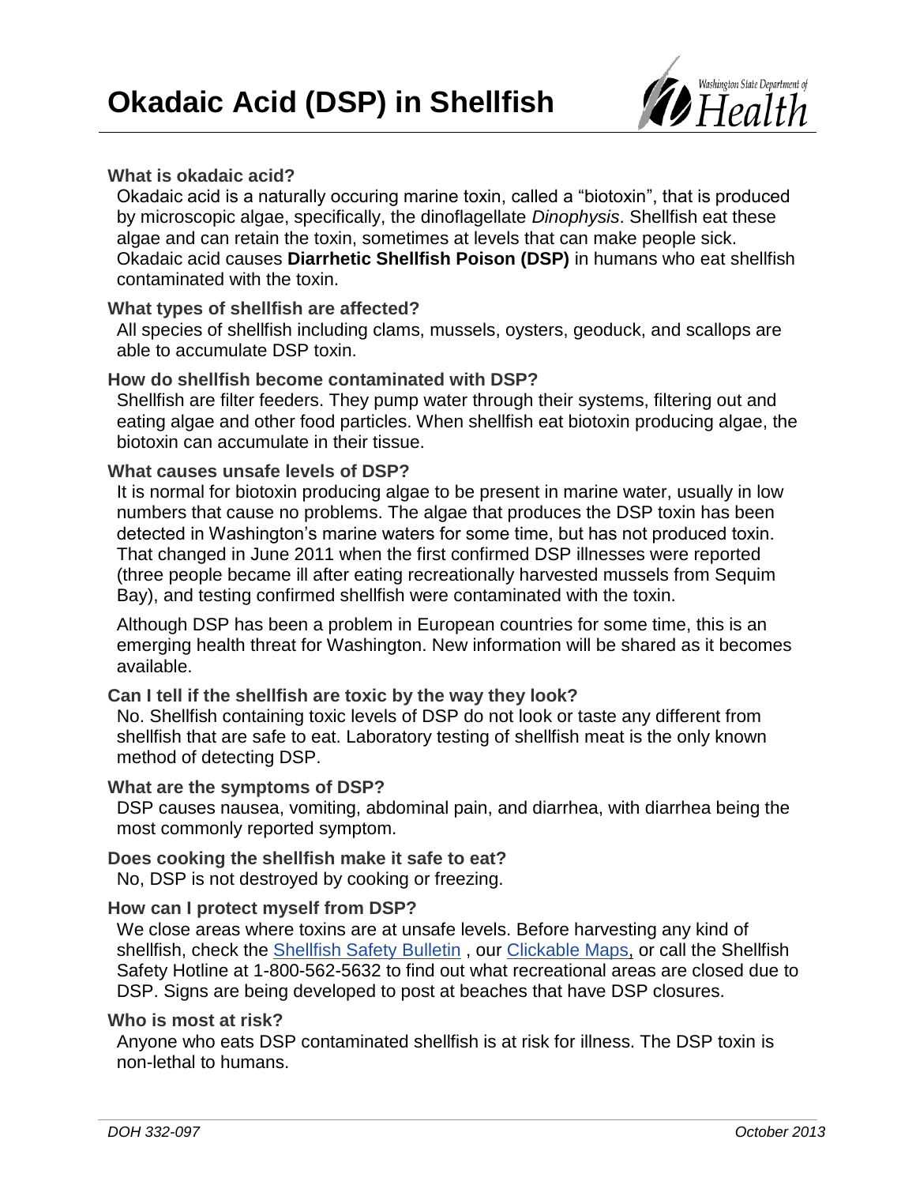# Okadaic Acid (DSP) in Shellfish

Washington State Department of Health

### What is okadaic acid?

Okadaic acid is a naturally occuring marine toxin, called a “biotoxin”, that is produced by microscopic algae, specifically, the dinoflagellate *Dinophysis*. Shellfish eat these algae and can retain the toxin, sometimes at levels that can make people sick. Okadaic acid causes **Diarrhetic Shellfish Poison (DSP)** in humans who eat shellfish contaminated with the toxin.

### What types of shellfish are affected?

All species of shellfish including clams, mussels, oysters, geoduck, and scallops are able to accumulate DSP toxin.

### How do shellfish become contaminated with DSP?

Shellfish are filter feeders. They pump water through their systems, filtering out and eating algae and other food particles. When shellfish eat biotoxin producing algae, the biotoxin can accumulate in their tissue.

### What causes unsafe levels of DSP?

It is normal for biotoxin producing algae to be present in marine water, usually in low numbers that cause no problems. The algae that produces the DSP toxin has been detected in Washington’s marine waters for some time, but has not produced toxin. That changed in June 2011 when the first confirmed DSP illnesses were reported (three people became ill after eating recreationally harvested mussels from Sequim Bay), and testing confirmed shellfish were contaminated with the toxin.

Although DSP has been a problem in European countries for some time, this is an emerging health threat for Washington. New information will be shared as it becomes available.

### Can I tell if the shellfish are toxic by the way they look?

No. Shellfish containing toxic levels of DSP do not look or taste any different from shellfish that are safe to eat. Laboratory testing of shellfish meat is the only known method of detecting DSP.

### What are the symptoms of DSP?

DSP causes nausea, vomiting, abdominal pain, and diarrhea, with diarrhea being the most commonly reported symptom.

### Does cooking the shellfish make it safe to eat?

No, DSP is not destroyed by cooking or freezing.

### How can I protect myself from DSP?

We close areas where toxins are at unsafe levels. Before harvesting any kind of shellfish, check the Shellfish Safety Bulletin , our Clickable Maps, or call the Shellfish Safety Hotline at 1-800-562-5632 to find out what recreational areas are closed due to DSP. Signs are being developed to post at beaches that have DSP closures.

### Who is most at risk?

Anyone who eats DSP contaminated shellfish is at risk for illness. The DSP toxin is non-lethal to humans.

*DOH 332-097* *October 2013*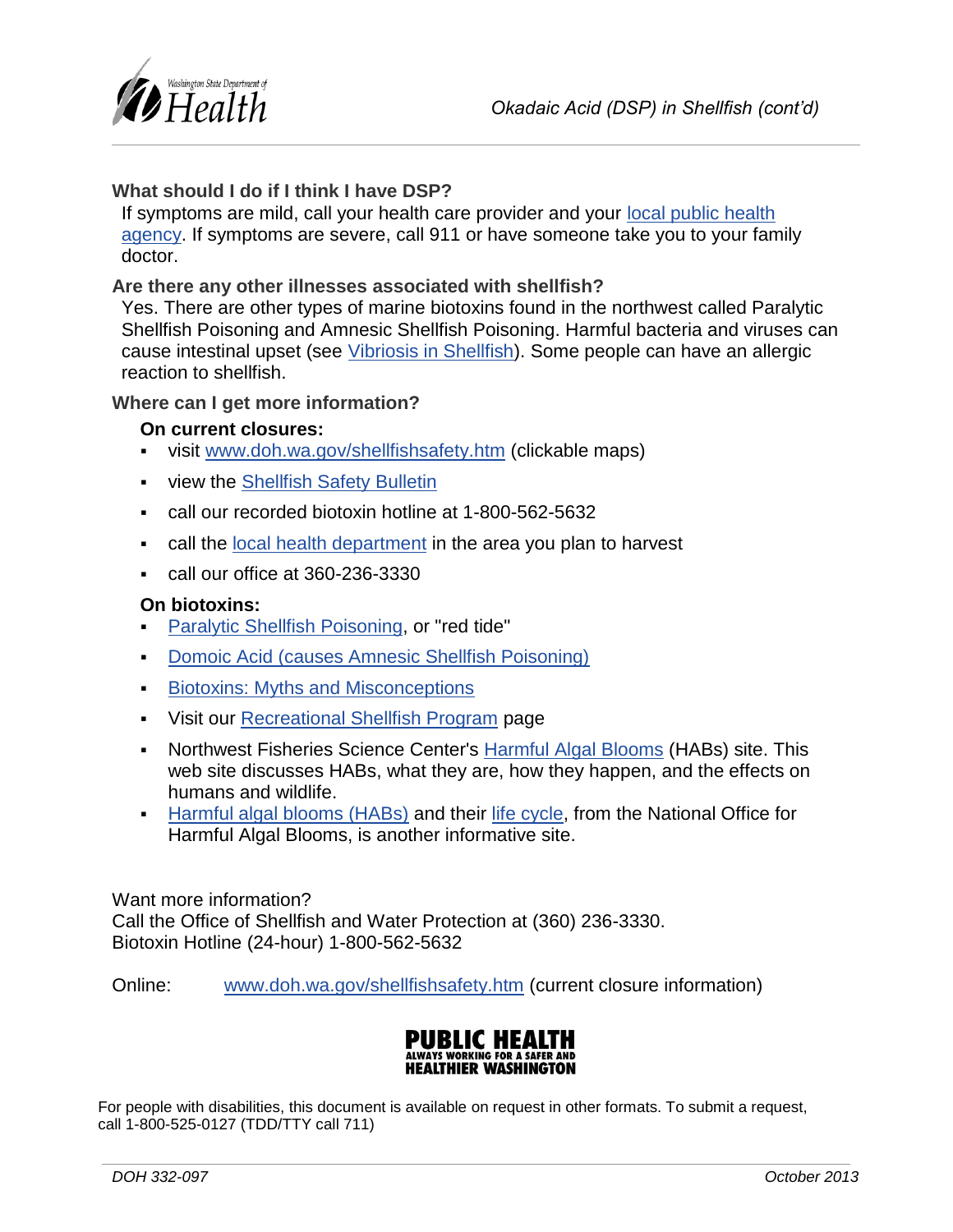### What should I do if I think I have DSP?

If symptoms are mild, call your health care provider and your local public health agency. If symptoms are severe, call 911 or have someone take you to your family doctor.

### Are there any other illnesses associated with shellfish?

Yes. There are other types of marine biotoxins found in the northwest called Paralytic Shellfish Poisoning and Amnesic Shellfish Poisoning. Harmful bacteria and viruses can cause intestinal upset (see Vibriosis in Shellfish). Some people can have an allergic reaction to shellfish.

### Where can I get more information?

**On current closures:**

- visit www.doh.wa.gov/shellfishsafety.htm (clickable maps)
- view the Shellfish Safety Bulletin
- call our recorded biotoxin hotline at 1-800-562-5632
- call the local health department in the area you plan to harvest
- call our office at 360-236-3330

**On biotoxins:**

- Paralytic Shellfish Poisoning, or "red tide"
- Domoic Acid (causes Amnesic Shellfish Poisoning)
- Biotoxins: Myths and Misconceptions
- Visit our Recreational Shellfish Program page
- Northwest Fisheries Science Center's Harmful Algal Blooms (HABs) site. This web site discusses HABs, what they are, how they happen, and the effects on humans and wildlife.
- Harmful algal blooms (HABs) and their life cycle, from the National Office for Harmful Algal Blooms, is another informative site.

Want more information?
Call the Office of Shellfish and Water Protection at (360) 236-3330.
Biotoxin Hotline (24-hour) 1-800-562-5632

Online: www.doh.wa.gov/shellfishsafety.htm (current closure information)

**PUBLIC HEALTH**
**ALWAYS WORKING FOR A SAFER AND HEALTHIER WASHINGTON**

For people with disabilities, this document is available on request in other formats. To submit a request, call 1-800-525-0127 (TDD/TTY call 711)

*DOH 332-097* *October 2013*